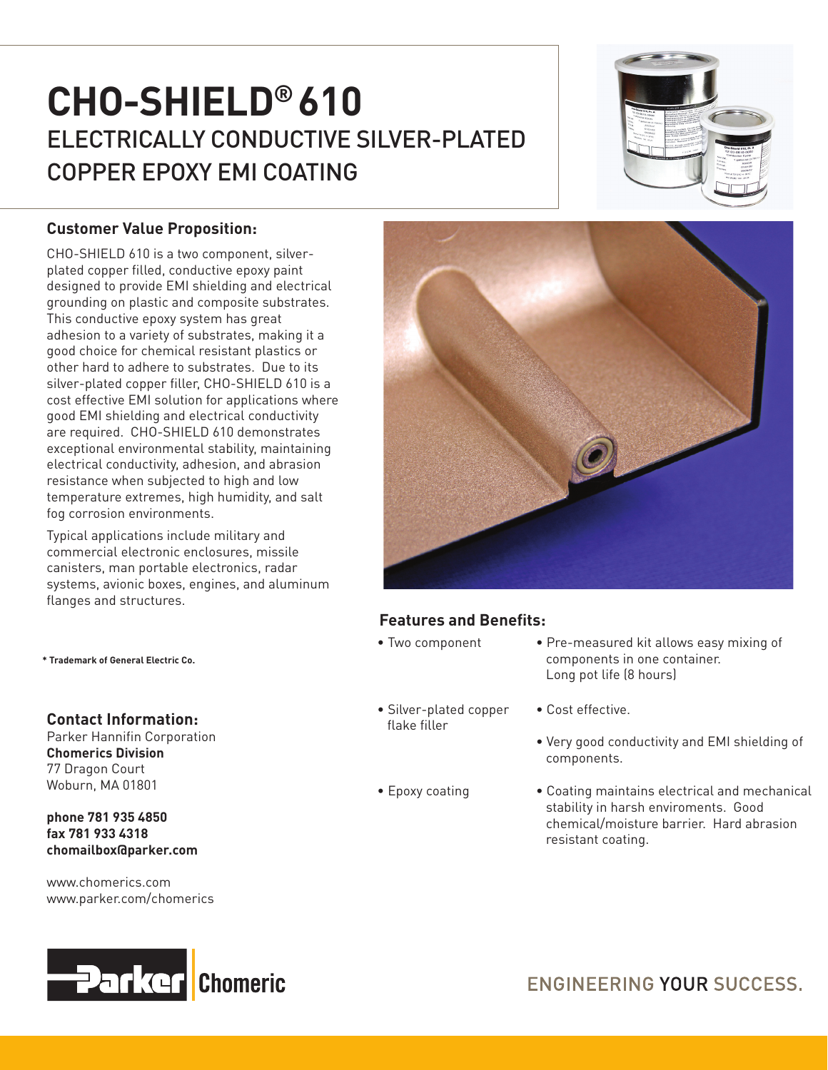# CHO-SHIELD® 610

## ELECTRICALLY CONDUCTIVE SILVER-PLATED COPPER EPOXY EMI COATING

### Customer Value Proposition:

CHO-SHIELD 610 is a two component, silver-plated copper filled, conductive epoxy paint designed to provide EMI shielding and electrical grounding on plastic and composite substrates. This conductive epoxy system has great adhesion to a variety of substrates, making it a good choice for chemical resistant plastics or other hard to adhere to substrates. Due to its silver-plated copper filler, CHO-SHIELD 610 is a cost effective EMI solution for applications where good EMI shielding and electrical conductivity are required. CHO-SHIELD 610 demonstrates exceptional environmental stability, maintaining electrical conductivity, adhesion, and abrasion resistance when subjected to high and low temperature extremes, high humidity, and salt fog corrosion environments.

Typical applications include military and commercial electronic enclosures, missile canisters, man portable electronics, radar systems, avionic boxes, engines, and aluminum flanges and structures.

**\* Trademark of General Electric Co.**

### Features and Benefits:

| Feature | Benefit |
|---|---|
| • Two component | • Pre-measured kit allows easy mixing of components in one container. Long pot life (8 hours) |
| • Silver-plated copper flake filler | • Cost effective. <br> • Very good conductivity and EMI shielding of components. |
| • Epoxy coating | • Coating maintains electrical and mechanical stability in harsh enviroments. Good chemical/moisture barrier. Hard abrasion resistant coating. |

### Contact Information:

Parker Hannifin Corporation
**Chomerics Division**
77 Dragon Court
Woburn, MA 01801

**phone 781 935 4850**
**fax 781 933 4318**
**chomailbox@parker.com**

www.chomerics.com
www.parker.com/chomerics

Parker Chomerics

ENGINEERING YOUR SUCCESS.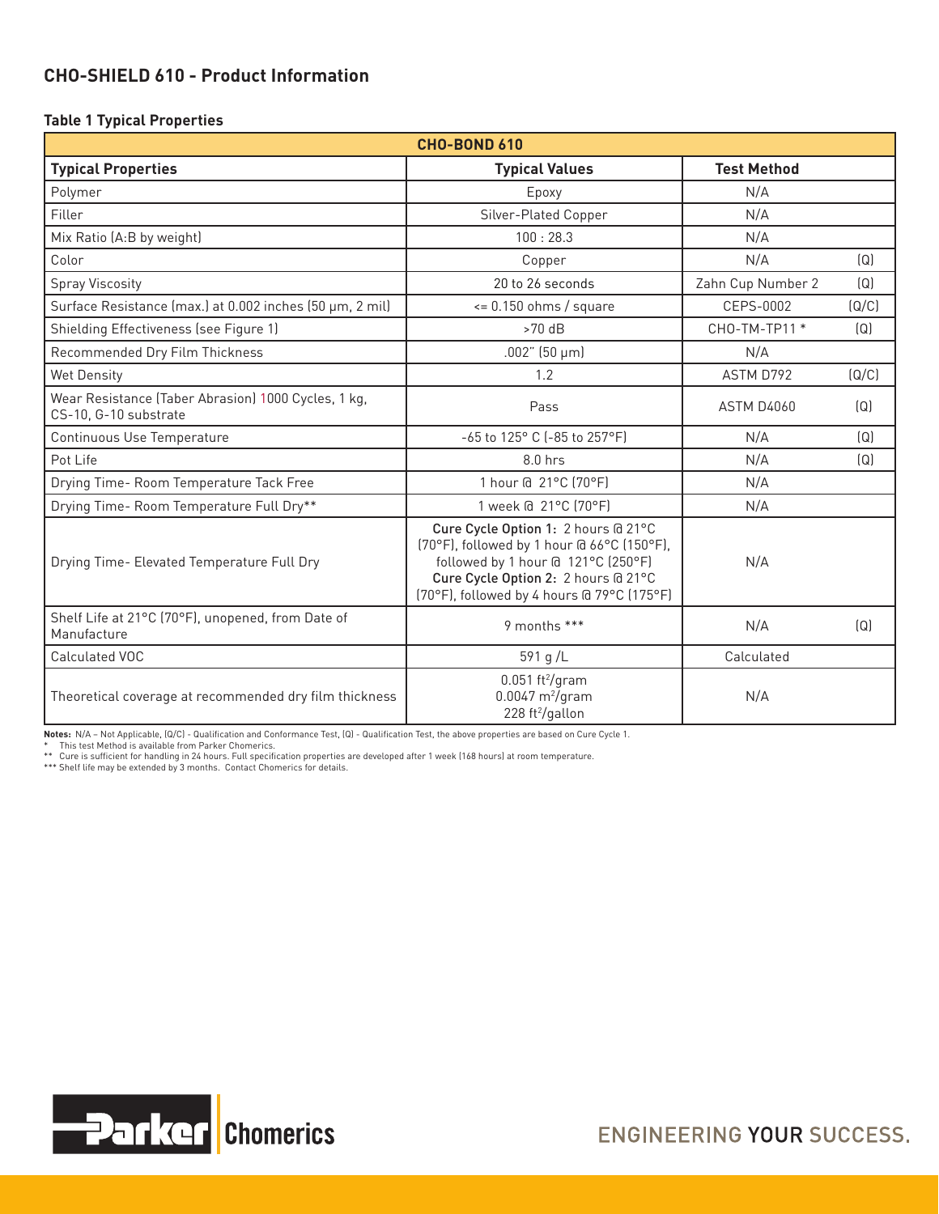## CHO-SHIELD 610 - Product Information

### Table 1 Typical Properties

| CHO-BOND 610 | | | |
|---|---|---|---|
| **Typical Properties** | **Typical Values** | **Test Method** | |
| Polymer | Epoxy | N/A | |
| Filler | Silver-Plated Copper | N/A | |
| Mix Ratio (A:B by weight) | 100 : 28.3 | N/A | |
| Color | Copper | N/A | (Q) |
| Spray Viscosity | 20 to 26 seconds | Zahn Cup Number 2 | (Q) |
| Surface Resistance (max.) at 0.002 inches (50 µm, 2 mil) | <= 0.150 ohms / square | CEPS-0002 | (Q/C) |
| Shielding Effectiveness (see Figure 1) | >70 dB | CHO-TM-TP11 * | (Q) |
| Recommended Dry Film Thickness | .002" (50 µm) | N/A | |
| Wet Density | 1.2 | ASTM D792 | (Q/C) |
| Wear Resistance (Taber Abrasion) 1000 Cycles, 1 kg, CS-10, G-10 substrate | Pass | ASTM D4060 | (Q) |
| Continuous Use Temperature | -65 to 125° C (-85 to 257°F) | N/A | (Q) |
| Pot Life | 8.0 hrs | N/A | (Q) |
| Drying Time- Room Temperature Tack Free | 1 hour @ 21°C (70°F) | N/A | |
| Drying Time- Room Temperature Full Dry** | 1 week @ 21°C (70°F) | N/A | |
| Drying Time- Elevated Temperature Full Dry | **Cure Cycle Option 1:** 2 hours @ 21°C (70°F), followed by 1 hour @ 66°C (150°F), followed by 1 hour @ 121°C (250°F) **Cure Cycle Option 2:** 2 hours @ 21°C (70°F), followed by 4 hours @ 79°C (175°F) | N/A | |
| Shelf Life at 21°C (70°F), unopened, from Date of Manufacture | 9 months *** | N/A | (Q) |
| Calculated VOC | 591 g /L | Calculated | |
| Theoretical coverage at recommended dry film thickness | 0.051 $ft^2$/gram<br>0.0047 $m^2$/gram<br>228 $ft^2$/gallon | N/A | |

**Notes:** N/A – Not Applicable, (Q/C) - Qualification and Conformance Test, (Q) - Qualification Test, the above properties are based on Cure Cycle 1.

\* This test Method is available from Parker Chomerics.

\*\* Cure is sufficient for handling in 24 hours. Full specification properties are developed after 1 week (168 hours) at room temperature.

\*\*\* Shelf life may be extended by 3 months. Contact Chomerics for details.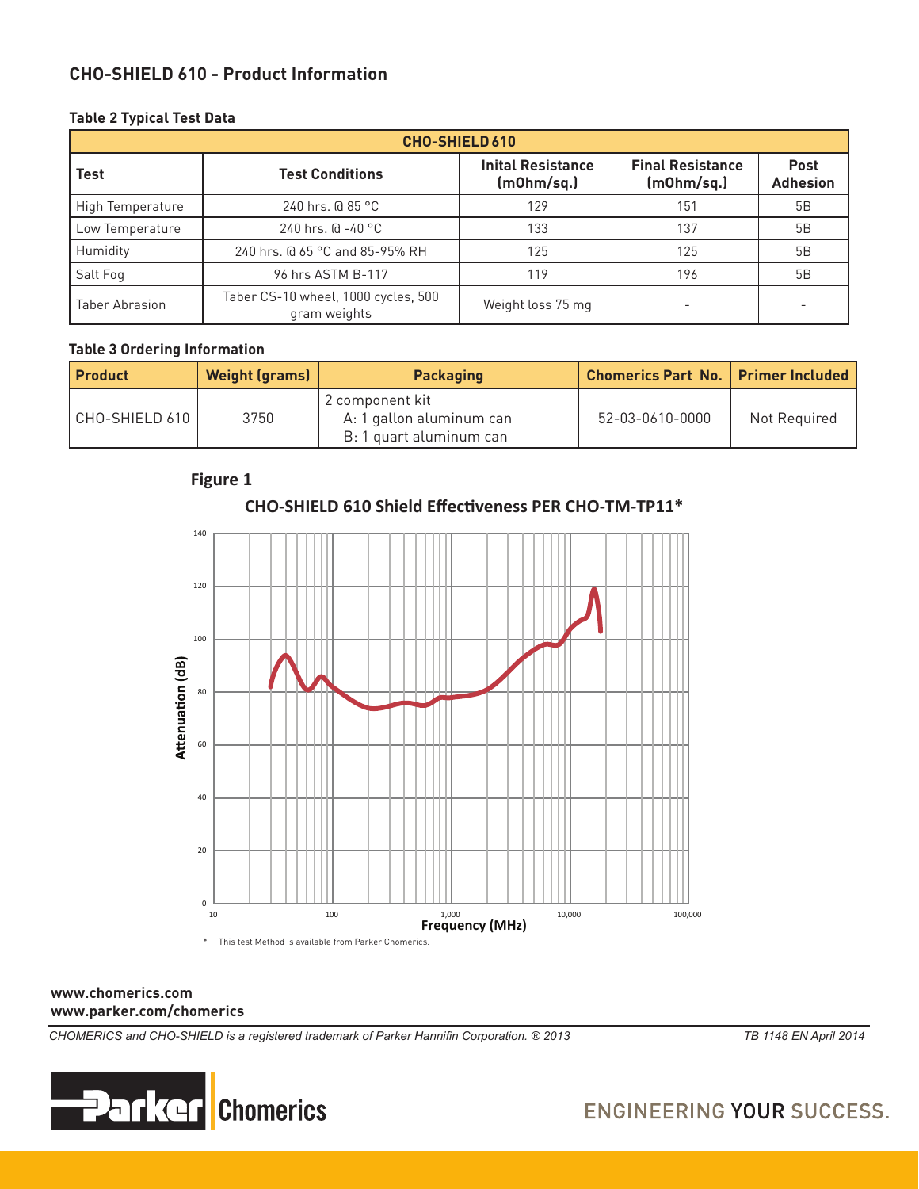## CHO-SHIELD 610 - Product Information

**Table 2 Typical Test Data**

| CHO-SHIELD 610 | | | | |
|---|---|---|---|---|
| **Test** | **Test Conditions** | **Inital Resistance (mOhm/sq.)** | **Final Resistance (mOhm/sq.)** | **Post Adhesion** |
| High Temperature | 240 hrs. @ 85 °C | 129 | 151 | 5B |
| Low Temperature | 240 hrs. @ -40 °C | 133 | 137 | 5B |
| Humidity | 240 hrs. @ 65 °C and 85-95% RH | 125 | 125 | 5B |
| Salt Fog | 96 hrs ASTM B-117 | 119 | 196 | 5B |
| Taber Abrasion | Taber CS-10 wheel, 1000 cycles, 500 gram weights | Weight loss 75 mg | - | - |

**Table 3 Ordering Information**

| Product | Weight (grams) | Packaging | Chomerics Part No. | Primer Included |
|---|---|---|---|---|
| CHO-SHIELD 610 | 3750 | 2 component kit<br>A: 1 gallon aluminum can<br>B: 1 quart aluminum can | 52-03-0610-0000 | Not Required |

**Figure 1**

**CHO-SHIELD 610 Shield Effectiveness PER CHO-TM-TP11***

Attenuation (dB)

140
120
100
80
60
40
20
0

10
100
1,000
10,000
100,000

Frequency (MHz)

\* This test Method is available from Parker Chomerics.

**www.chomerics.com**
**www.parker.com/chomerics**

*CHOMERICS and CHO-SHIELD is a registered trademark of Parker Hannifin Corporation. ® 2013*

*TB 1148 EN April 2014*

Parker Chomerics

ENGINEERING YOUR SUCCESS.